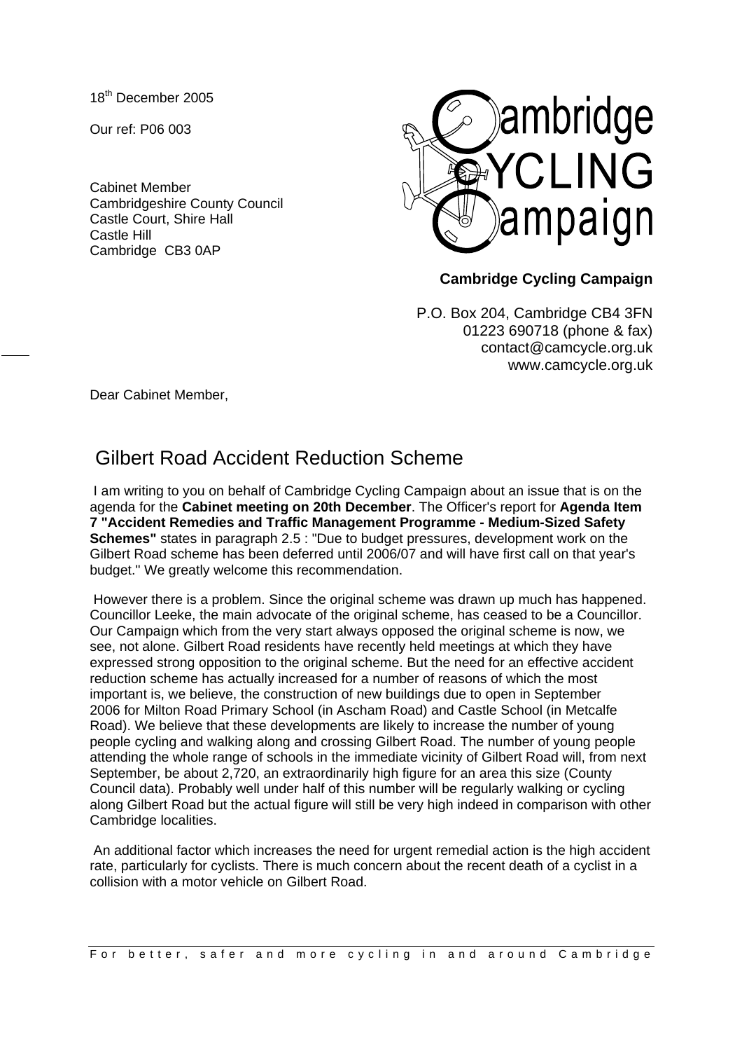18th December 2005

Our ref: P06 003

Cabinet Member
Cambridgeshire County Council
Castle Court, Shire Hall
Castle Hill
Cambridge CB3 0AP

**Cambridge Cycling Campaign**

P.O. Box 204, Cambridge CB4 3FN
01223 690718 (phone & fax)
contact@camcycle.org.uk
www.camcycle.org.uk

Dear Cabinet Member,

# Gilbert Road Accident Reduction Scheme

I am writing to you on behalf of Cambridge Cycling Campaign about an issue that is on the agenda for the **Cabinet meeting on 20th December**. The Officer's report for **Agenda Item 7 "Accident Remedies and Traffic Management Programme - Medium-Sized Safety Schemes"** states in paragraph 2.5 : "Due to budget pressures, development work on the Gilbert Road scheme has been deferred until 2006/07 and will have first call on that year's budget." We greatly welcome this recommendation.

However there is a problem. Since the original scheme was drawn up much has happened. Councillor Leeke, the main advocate of the original scheme, has ceased to be a Councillor. Our Campaign which from the very start always opposed the original scheme is now, we see, not alone. Gilbert Road residents have recently held meetings at which they have expressed strong opposition to the original scheme. But the need for an effective accident reduction scheme has actually increased for a number of reasons of which the most important is, we believe, the construction of new buildings due to open in September 2006 for Milton Road Primary School (in Ascham Road) and Castle School (in Metcalfe Road). We believe that these developments are likely to increase the number of young people cycling and walking along and crossing Gilbert Road. The number of young people attending the whole range of schools in the immediate vicinity of Gilbert Road will, from next September, be about 2,720, an extraordinarily high figure for an area this size (County Council data). Probably well under half of this number will be regularly walking or cycling along Gilbert Road but the actual figure will still be very high indeed in comparison with other Cambridge localities.

An additional factor which increases the need for urgent remedial action is the high accident rate, particularly for cyclists. There is much concern about the recent death of a cyclist in a collision with a motor vehicle on Gilbert Road.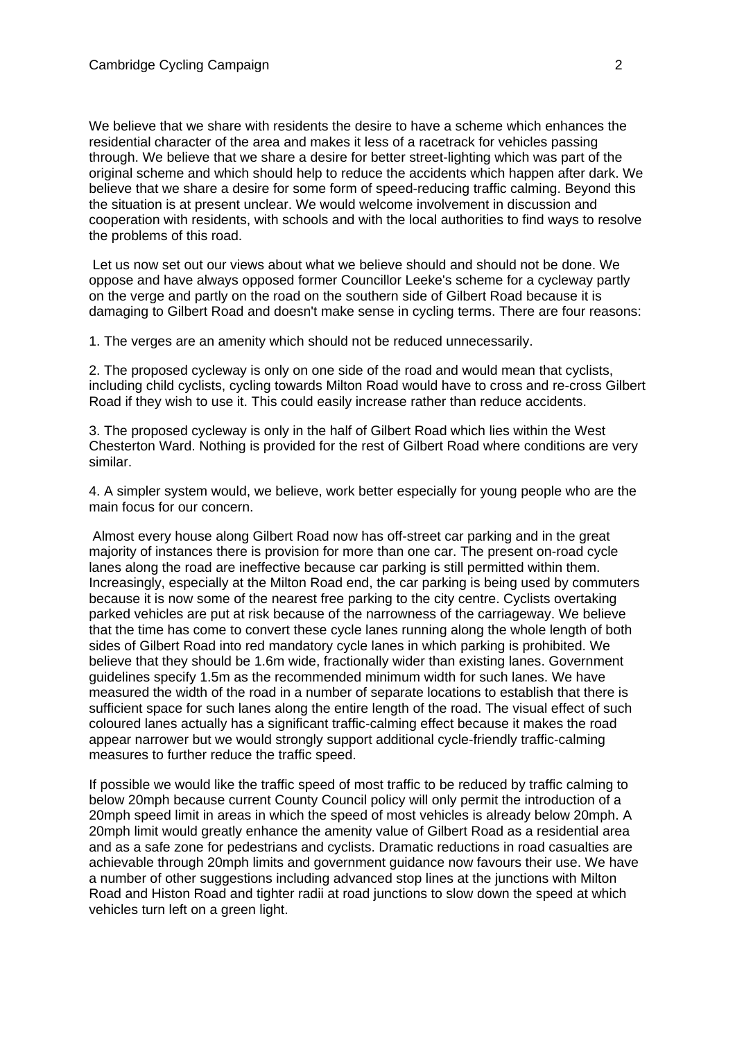We believe that we share with residents the desire to have a scheme which enhances the residential character of the area and makes it less of a racetrack for vehicles passing through. We believe that we share a desire for better street-lighting which was part of the original scheme and which should help to reduce the accidents which happen after dark. We believe that we share a desire for some form of speed-reducing traffic calming. Beyond this the situation is at present unclear. We would welcome involvement in discussion and cooperation with residents, with schools and with the local authorities to find ways to resolve the problems of this road.

Let us now set out our views about what we believe should and should not be done. We oppose and have always opposed former Councillor Leeke's scheme for a cycleway partly on the verge and partly on the road on the southern side of Gilbert Road because it is damaging to Gilbert Road and doesn't make sense in cycling terms. There are four reasons:

1. The verges are an amenity which should not be reduced unnecessarily.

2. The proposed cycleway is only on one side of the road and would mean that cyclists, including child cyclists, cycling towards Milton Road would have to cross and re-cross Gilbert Road if they wish to use it. This could easily increase rather than reduce accidents.

3. The proposed cycleway is only in the half of Gilbert Road which lies within the West Chesterton Ward. Nothing is provided for the rest of Gilbert Road where conditions are very similar.

4. A simpler system would, we believe, work better especially for young people who are the main focus for our concern.

Almost every house along Gilbert Road now has off-street car parking and in the great majority of instances there is provision for more than one car. The present on-road cycle lanes along the road are ineffective because car parking is still permitted within them. Increasingly, especially at the Milton Road end, the car parking is being used by commuters because it is now some of the nearest free parking to the city centre. Cyclists overtaking parked vehicles are put at risk because of the narrowness of the carriageway. We believe that the time has come to convert these cycle lanes running along the whole length of both sides of Gilbert Road into red mandatory cycle lanes in which parking is prohibited. We believe that they should be 1.6m wide, fractionally wider than existing lanes. Government guidelines specify 1.5m as the recommended minimum width for such lanes. We have measured the width of the road in a number of separate locations to establish that there is sufficient space for such lanes along the entire length of the road. The visual effect of such coloured lanes actually has a significant traffic-calming effect because it makes the road appear narrower but we would strongly support additional cycle-friendly traffic-calming measures to further reduce the traffic speed.

If possible we would like the traffic speed of most traffic to be reduced by traffic calming to below 20mph because current County Council policy will only permit the introduction of a 20mph speed limit in areas in which the speed of most vehicles is already below 20mph. A 20mph limit would greatly enhance the amenity value of Gilbert Road as a residential area and as a safe zone for pedestrians and cyclists. Dramatic reductions in road casualties are achievable through 20mph limits and government guidance now favours their use. We have a number of other suggestions including advanced stop lines at the junctions with Milton Road and Histon Road and tighter radii at road junctions to slow down the speed at which vehicles turn left on a green light.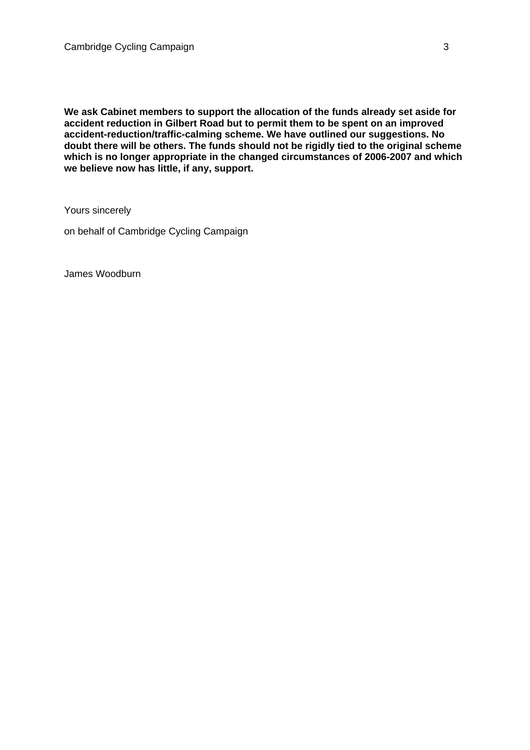**We ask Cabinet members to support the allocation of the funds already set aside for accident reduction in Gilbert Road but to permit them to be spent on an improved accident-reduction/traffic-calming scheme. We have outlined our suggestions. No doubt there will be others. The funds should not be rigidly tied to the original scheme which is no longer appropriate in the changed circumstances of 2006-2007 and which we believe now has little, if any, support.**

Yours sincerely

on behalf of Cambridge Cycling Campaign

James Woodburn